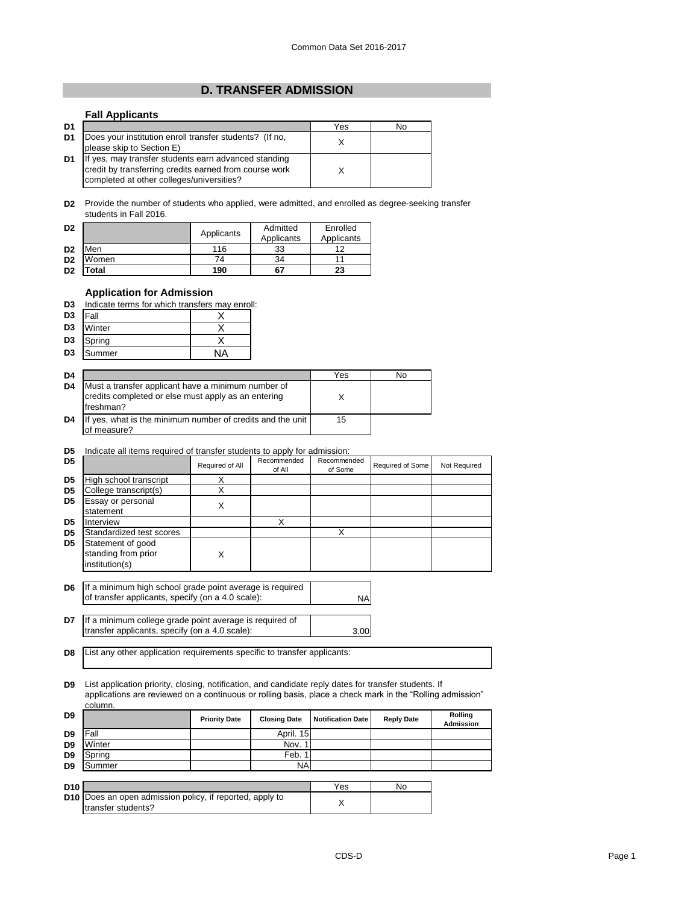# D. TRANSFER ADMISSION

### Fall Applicants

| D1 | | Yes | No |
|---|---|---|---|
| D1 | Does your institution enroll transfer students? (If no, please skip to Section E) | X | |
| D1 | If yes, may transfer students earn advanced standing credit by transferring credits earned from course work completed at other colleges/universities? | X | |

**D2** Provide the number of students who applied, were admitted, and enrolled as degree-seeking transfer students in Fall 2016.

| D2 | | Applicants | Admitted Applicants | Enrolled Applicants |
|---|---|---|---|---|
| D2 | Men | 116 | 33 | 12 |
| D2 | Women | 74 | 34 | 11 |
| D2 | **Total** | **190** | **67** | **23** |

### Application for Admission

**D3** Indicate terms for which transfers may enroll:

| D3 | Term | |
|---|---|---|
| D3 | Fall | X |
| D3 | Winter | X |
| D3 | Spring | X |
| D3 | Summer | NA |

| D4 | | Yes | No |
|---|---|---|---|
| D4 | Must a transfer applicant have a minimum number of credits completed or else must apply as an entering freshman? | X | |
| D4 | If yes, what is the minimum number of credits and the unit of measure? | 15 | |

**D5** Indicate all items required of transfer students to apply for admission:

| D5 | | Required of All | Recommended of All | Recommended of Some | Required of Some | Not Required |
|---|---|---|---|---|---|---|
| D5 | High school transcript | X | | | | |
| D5 | College transcript(s) | X | | | | |
| D5 | Essay or personal statement | X | | | | |
| D5 | Interview | | X | | | |
| D5 | Standardized test scores | | | X | | |
| D5 | Statement of good standing from prior institution(s) | X | | | | |

| D6 | If a minimum high school grade point average is required of transfer applicants, specify (on a 4.0 scale): | NA |
|---|---|---|

| D7 | If a minimum college grade point average is required of transfer applicants, specify (on a 4.0 scale): | 3.00 |
|---|---|---|

**D8** List any other application requirements specific to transfer applicants:

**D9** List application priority, closing, notification, and candidate reply dates for transfer students. If applications are reviewed on a continuous or rolling basis, place a check mark in the "Rolling admission" column.

| D9 | | Priority Date | Closing Date | Notification Date | Reply Date | Rolling Admission |
|---|---|---|---|---|---|---|
| D9 | Fall | | April. 15 | | | |
| D9 | Winter | | Nov. 1 | | | |
| D9 | Spring | | Feb. 1 | | | |
| D9 | Summer | | NA | | | |

| D10 | | Yes | No |
|---|---|---|---|
| D10 | Does an open admission policy, if reported, apply to transfer students? | X | |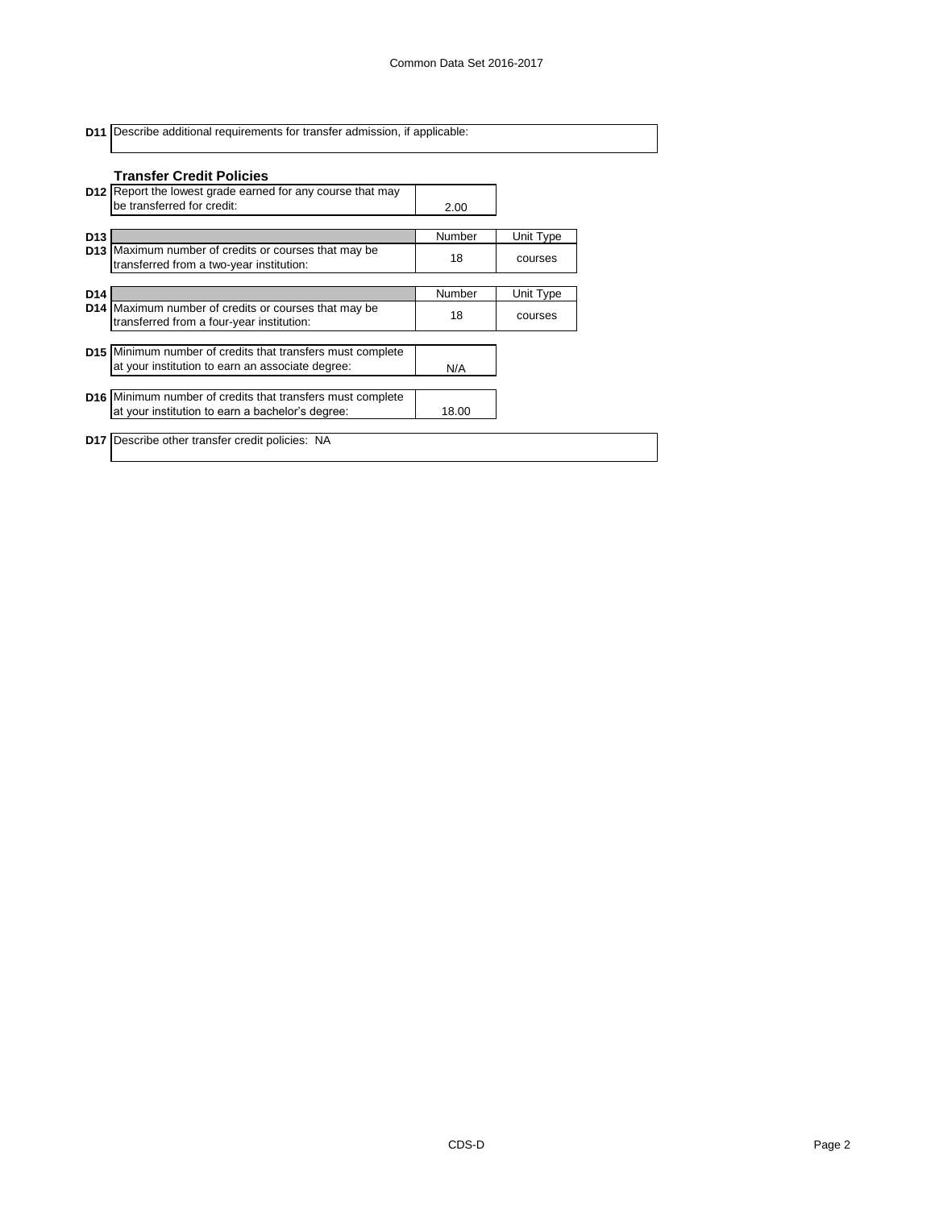**D11** Describe additional requirements for transfer admission, if applicable:

### Transfer Credit Policies

**D12** Report the lowest grade earned for any course that may be transferred for credit: 2.00

| | | Number | Unit Type |
|---|---|---|---|
| **D13** | Maximum number of credits or courses that may be transferred from a two-year institution: | 18 | courses |

| | | Number | Unit Type |
|---|---|---|---|
| **D14** | Maximum number of credits or courses that may be transferred from a four-year institution: | 18 | courses |

**D15** Minimum number of credits that transfers must complete at your institution to earn an associate degree: N/A

**D16** Minimum number of credits that transfers must complete at your institution to earn a bachelor's degree: 18.00

**D17** Describe other transfer credit policies: NA